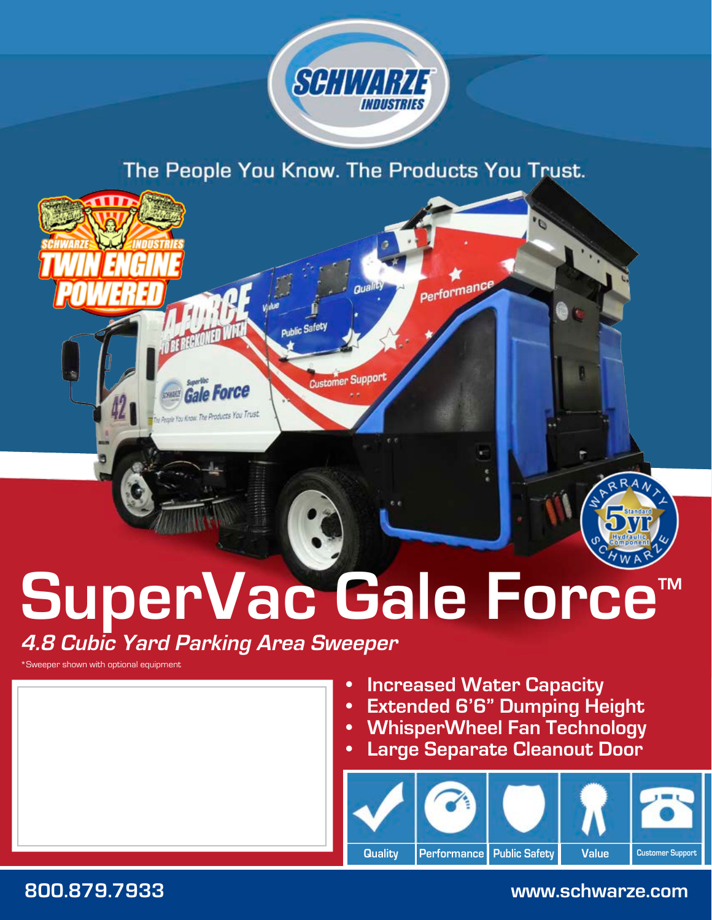SCHWARZE INDUSTRIES

The People You Know. The Products You Trust.

# SuperVac Gale Force™

## *4.8 Cubic Yard Parking Area Sweeper*

*Sweeper shown with optional equipment

- **Increased Water Capacity**
- **Extended 6'6" Dumping Height**
- **WhisperWheel Fan Technology**
- **Large Separate Cleanout Door**

Quality | Performance | Public Safety | Value | Customer Support

**800.879.7933**

**www.schwarze.com**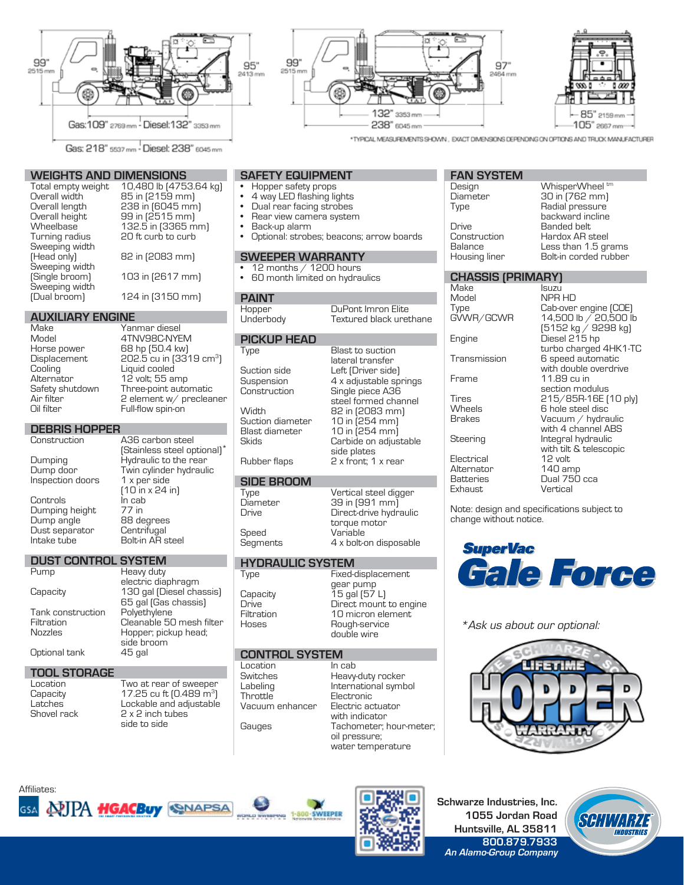99" 2515 mm

95" 2413 mm

Gas: 109" 2769 mm - Diesel: 132" 3353 mm

Gas: 218" 5537 mm - Diesel: 238" 6045 mm

99" 2515 mm

97" 2464 mm

132" 3353 mm

238" 6045 mm

85" 2159 mm

105" 2667 mm

*TYPICAL MEASUREMENTS SHOWN. EXACT DIMENSIONS DEPENDING ON OPTIONS AND TRUCK MANUFACTURER

## WEIGHTS AND DIMENSIONS

| | |
|---|---|
| Total empty weight | 10,480 lb (4753.64 kg) |
| Overall width | 85 in (2159 mm) |
| Overall length | 238 in (6045 mm) |
| Overall height | 99 in (2515 mm) |
| Wheelbase | 132.5 in (3365 mm) |
| Turning radius | 20 ft curb to curb |
| Sweeping width (Head only) | 82 in (2083 mm) |
| Sweeping width (Single broom) | 103 in (2617 mm) |
| Sweeping width (Dual broom) | 124 in (3150 mm) |

## AUXILIARY ENGINE

| | |
|---|---|
| Make | Yanmar diesel |
| Model | 4TNV98C-NYEM |
| Horse power | 68 hp (50.4 kw) |
| Displacement | 202.5 cu in (3319 cm³) |
| Cooling | Liquid cooled |
| Alternator | 12 volt; 55 amp |
| Safety shutdown | Three-point automatic |
| Air filter | 2 element w/ precleaner |
| Oil filter | Full-flow spin-on |

## DEBRIS HOPPER

| | |
|---|---|
| Construction | A36 carbon steel (Stainless steel optional)* |
| Dumping | Hydraulic to the rear |
| Dump door | Twin cylinder hydraulic |
| Inspection doors | 1 x per side (10 in x 24 in) |
| Controls | In cab |
| Dumping height | 77 in |
| Dump angle | 88 degrees |
| Dust separator | Centrifugal |
| Intake tube | Bolt-in AR steel |

## DUST CONTROL SYSTEM

| | |
|---|---|
| Pump | Heavy duty electric diaphragm |
| Capacity | 130 gal (Diesel chassis) 65 gal (Gas chassis) |
| Tank construction | Polyethylene |
| Filtration | Cleanable 50 mesh filter |
| Nozzles | Hopper; pickup head; side broom |
| Optional tank | 45 gal |

## TOOL STORAGE

| | |
|---|---|
| Location | Two at rear of sweeper |
| Capacity | 17.25 cu ft (0.489 m³) |
| Latches | Lockable and adjustable |
| Shovel rack | 2 x 2 inch tubes side to side |

## SAFETY EQUIPMENT

- Hopper safety props
- 4 way LED flashing lights
- Dual rear facing strobes
- Rear view camera system
- Back-up alarm
- Optional: strobes; beacons; arrow boards

## SWEEPER WARRANTY

- 12 months / 1200 hours
- 60 month limited on hydraulics

## PAINT

| | |
|---|---|
| Hopper | DuPont Imron Elite |
| Underbody | Textured black urethane |

## PICKUP HEAD

| | |
|---|---|
| Type | Blast to suction lateral transfer |
| Suction side | Left (Driver side) |
| Suspension | 4 x adjustable springs |
| Construction | Single piece A36 steel formed channel |
| Width | 82 in (2083 mm) |
| Suction diameter | 10 in (254 mm) |
| Blast diameter | 10 in (254 mm) |
| Skids | Carbide on adjustable side plates |
| Rubber flaps | 2 x front; 1 x rear |

## SIDE BROOM

| | |
|---|---|
| Type | Vertical steel digger |
| Diameter | 39 in (991 mm) |
| Drive | Direct-drive hydraulic torque motor |
| Speed | Variable |
| Segments | 4 x bolt-on disposable |

## HYDRAULIC SYSTEM

| | |
|---|---|
| Type | Fixed-displacement gear pump |
| Capacity | 15 gal (57 L) |
| Drive | Direct mount to engine |
| Filtration | 10 micron element |
| Hoses | Rough-service double wire |

## CONTROL SYSTEM

| | |
|---|---|
| Location | In cab |
| Switches | Heavy-duty rocker |
| Labeling | International symbol |
| Throttle | Electronic |
| Vacuum enhancer | Electric actuator with indicator |
| Gauges | Tachometer; hour-meter; oil pressure; water temperature |

## FAN SYSTEM

| | |
|---|---|
| Design | WhisperWheel ™ |
| Diameter | 30 in (762 mm) |
| Type | Radial pressure backward incline |
| Drive | Banded belt |
| Construction | Hardox AR steel |
| Balance | Less than 1.5 grams |
| Housing liner | Bolt-in corded rubber |

## CHASSIS (PRIMARY)

| | |
|---|---|
| Make | Isuzu |
| Model | NPR HD |
| Type | Cab-over engine (COE) |
| GVWR/GCWR | 14,500 lb / 20,500 lb (5152 kg / 9298 kg) |
| Engine | Diesel 215 hp turbo charged 4HK1-TC |
| Transmission | 6 speed automatic with double overdrive |
| Frame | 11.89 cu in section modulus |
| Tires | 215/85R-16E (10 ply) |
| Wheels | 6 hole steel disc |
| Brakes | Vacuum / hydraulic with 4 channel ABS |
| Steering | Integral hydraulic with tilt & telescopic |
| Electrical | 12 volt |
| Alternator | 140 amp |
| Batteries | Dual 750 cca |
| Exhaust | Vertical |

Note: design and specifications subject to change without notice.

**SuperVac Gale Force**

*Ask us about our optional:*

**SCHWARZE LIFETIME HOPPER WARRANTY**

Affiliates: GSA, NJPA, HGACBuy, NAPSA, World Sweeping Association, 1-800-SWEEPER

**Schwarze Industries, Inc.**
**1055 Jordan Road**
**Huntsville, AL 35811**
**800.879.7933**
***An Alamo-Group Company***

SCHWARZE INDUSTRIES